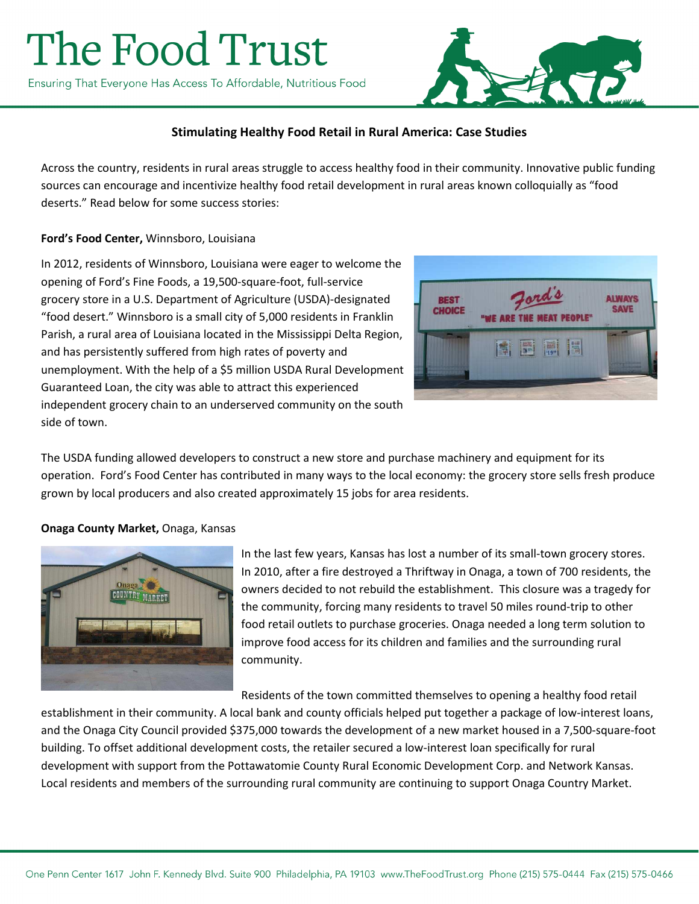# The Food Trust

Ensuring That Everyone Has Access To Affordable, Nutritious Food

**Stimulating Healthy Food Retail in Rural America: Case Studies**

Across the country, residents in rural areas struggle to access healthy food in their community. Innovative public funding sources can encourage and incentivize healthy food retail development in rural areas known colloquially as "food deserts." Read below for some success stories:

**Ford's Food Center,** Winnsboro, Louisiana

In 2012, residents of Winnsboro, Louisiana were eager to welcome the opening of Ford's Fine Foods, a 19,500-square-foot, full-service grocery store in a U.S. Department of Agriculture (USDA)-designated "food desert." Winnsboro is a small city of 5,000 residents in Franklin Parish, a rural area of Louisiana located in the Mississippi Delta Region, and has persistently suffered from high rates of poverty and unemployment. With the help of a $5 million USDA Rural Development Guaranteed Loan, the city was able to attract this experienced independent grocery chain to an underserved community on the south side of town.

The USDA funding allowed developers to construct a new store and purchase machinery and equipment for its operation. Ford's Food Center has contributed in many ways to the local economy: the grocery store sells fresh produce grown by local producers and also created approximately 15 jobs for area residents.

**Onaga County Market,** Onaga, Kansas

In the last few years, Kansas has lost a number of its small-town grocery stores. In 2010, after a fire destroyed a Thriftway in Onaga, a town of 700 residents, the owners decided to not rebuild the establishment. This closure was a tragedy for the community, forcing many residents to travel 50 miles round-trip to other food retail outlets to purchase groceries. Onaga needed a long term solution to improve food access for its children and families and the surrounding rural community.

Residents of the town committed themselves to opening a healthy food retail establishment in their community. A local bank and county officials helped put together a package of low-interest loans, and the Onaga City Council provided $375,000 towards the development of a new market housed in a 7,500-square-foot building. To offset additional development costs, the retailer secured a low-interest loan specifically for rural development with support from the Pottawatomie County Rural Economic Development Corp. and Network Kansas. Local residents and members of the surrounding rural community are continuing to support Onaga Country Market.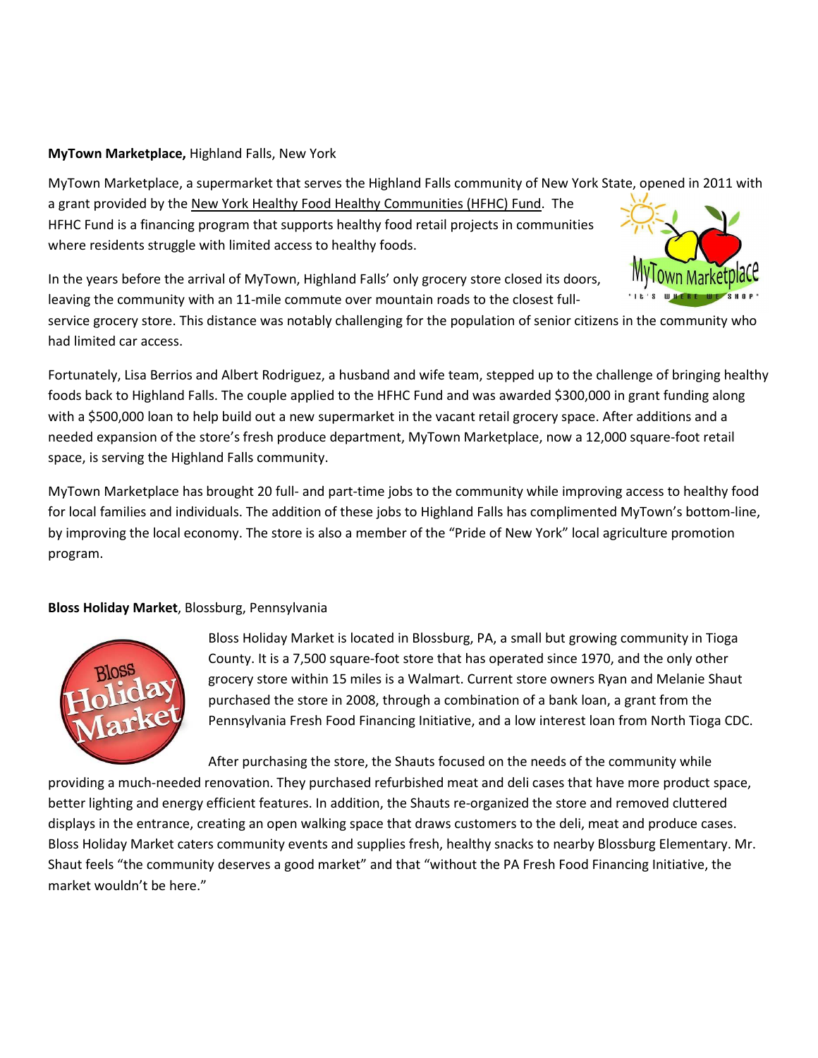**MyTown Marketplace,** Highland Falls, New York

MyTown Marketplace, a supermarket that serves the Highland Falls community of New York State, opened in 2011 with a grant provided by the New York Healthy Food Healthy Communities (HFHC) Fund. The HFHC Fund is a financing program that supports healthy food retail projects in communities where residents struggle with limited access to healthy foods.

In the years before the arrival of MyTown, Highland Falls' only grocery store closed its doors, leaving the community with an 11-mile commute over mountain roads to the closest full-service grocery store. This distance was notably challenging for the population of senior citizens in the community who had limited car access.

Fortunately, Lisa Berrios and Albert Rodriguez, a husband and wife team, stepped up to the challenge of bringing healthy foods back to Highland Falls. The couple applied to the HFHC Fund and was awarded $300,000 in grant funding along with a $500,000 loan to help build out a new supermarket in the vacant retail grocery space. After additions and a needed expansion of the store's fresh produce department, MyTown Marketplace, now a 12,000 square-foot retail space, is serving the Highland Falls community.

MyTown Marketplace has brought 20 full- and part-time jobs to the community while improving access to healthy food for local families and individuals. The addition of these jobs to Highland Falls has complimented MyTown's bottom-line, by improving the local economy. The store is also a member of the "Pride of New York" local agriculture promotion program.

**Bloss Holiday Market**, Blossburg, Pennsylvania

Bloss Holiday Market is located in Blossburg, PA, a small but growing community in Tioga County. It is a 7,500 square-foot store that has operated since 1970, and the only other grocery store within 15 miles is a Walmart. Current store owners Ryan and Melanie Shaut purchased the store in 2008, through a combination of a bank loan, a grant from the Pennsylvania Fresh Food Financing Initiative, and a low interest loan from North Tioga CDC.

After purchasing the store, the Shauts focused on the needs of the community while providing a much-needed renovation. They purchased refurbished meat and deli cases that have more product space, better lighting and energy efficient features. In addition, the Shauts re-organized the store and removed cluttered displays in the entrance, creating an open walking space that draws customers to the deli, meat and produce cases. Bloss Holiday Market caters community events and supplies fresh, healthy snacks to nearby Blossburg Elementary. Mr. Shaut feels "the community deserves a good market" and that "without the PA Fresh Food Financing Initiative, the market wouldn't be here."